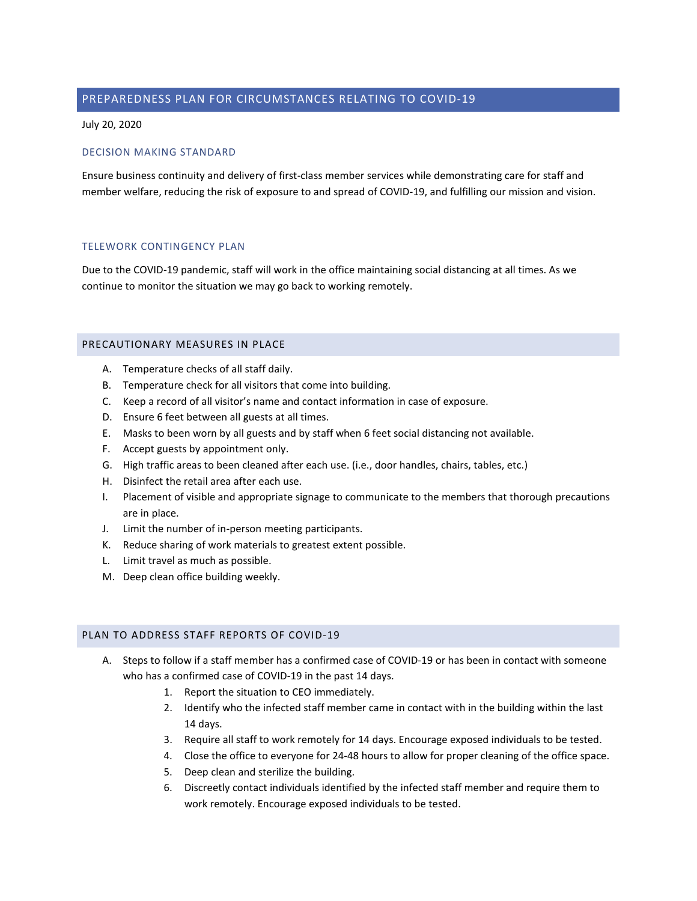# PREPAREDNESS PLAN FOR CIRCUMSTANCES RELATING TO COVID-19

July 20, 2020

### DECISION MAKING STANDARD

Ensure business continuity and delivery of first-class member services while demonstrating care for staff and member welfare, reducing the risk of exposure to and spread of COVID-19, and fulfilling our mission and vision.

### TELEWORK CONTINGENCY PLAN

Due to the COVID-19 pandemic, staff will work in the office maintaining social distancing at all times. As we continue to monitor the situation we may go back to working remotely.

## PRECAUTIONARY MEASURES IN PLACE

A. Temperature checks of all staff daily.
B. Temperature check for all visitors that come into building.
C. Keep a record of all visitor's name and contact information in case of exposure.
D. Ensure 6 feet between all guests at all times.
E. Masks to been worn by all guests and by staff when 6 feet social distancing not available.
F. Accept guests by appointment only.
G. High traffic areas to been cleaned after each use. (i.e., door handles, chairs, tables, etc.)
H. Disinfect the retail area after each use.
I. Placement of visible and appropriate signage to communicate to the members that thorough precautions are in place.
J. Limit the number of in-person meeting participants.
K. Reduce sharing of work materials to greatest extent possible.
L. Limit travel as much as possible.
M. Deep clean office building weekly.

## PLAN TO ADDRESS STAFF REPORTS OF COVID-19

A. Steps to follow if a staff member has a confirmed case of COVID-19 or has been in contact with someone who has a confirmed case of COVID-19 in the past 14 days.
    1. Report the situation to CEO immediately.
    2. Identify who the infected staff member came in contact with in the building within the last 14 days.
    3. Require all staff to work remotely for 14 days. Encourage exposed individuals to be tested.
    4. Close the office to everyone for 24-48 hours to allow for proper cleaning of the office space.
    5. Deep clean and sterilize the building.
    6. Discreetly contact individuals identified by the infected staff member and require them to work remotely. Encourage exposed individuals to be tested.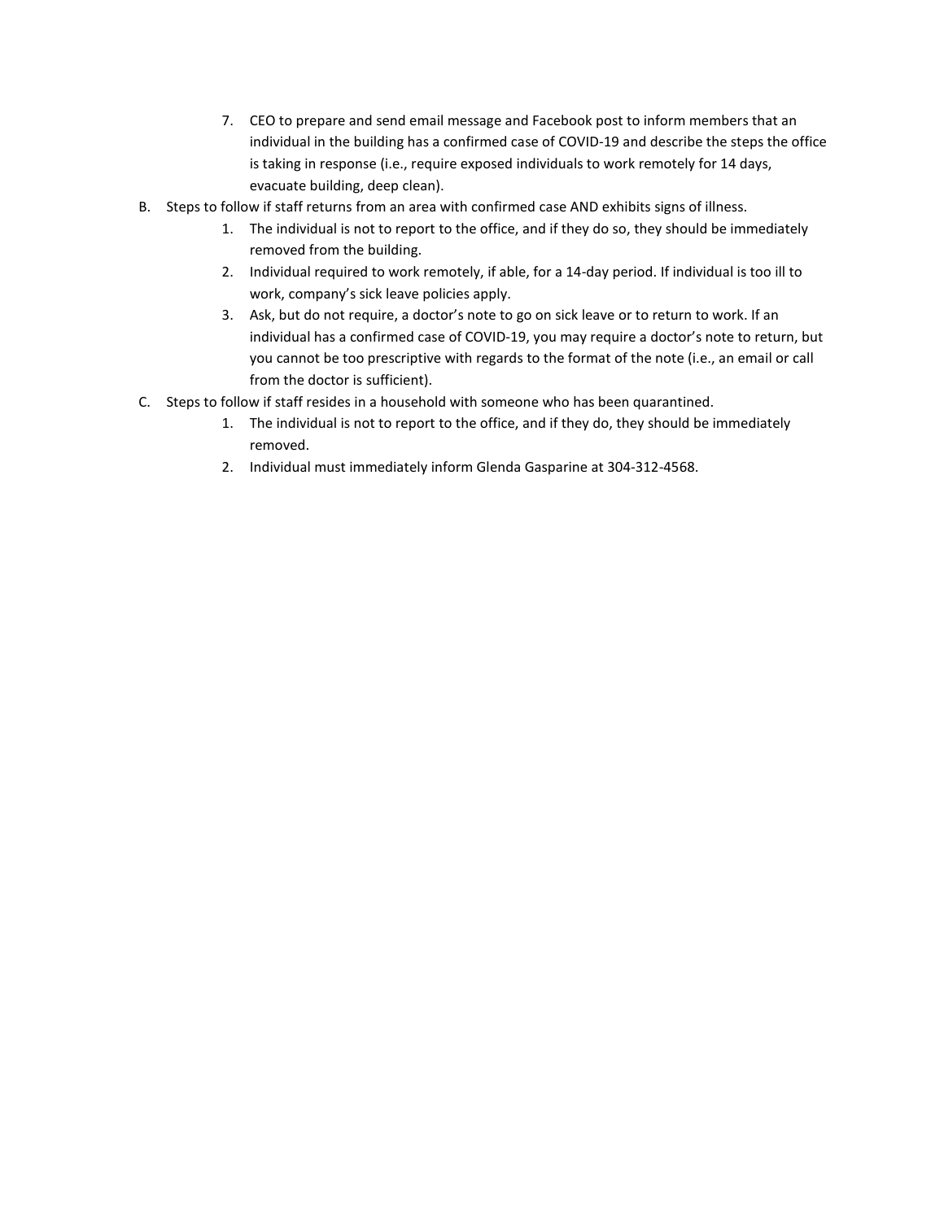7. CEO to prepare and send email message and Facebook post to inform members that an individual in the building has a confirmed case of COVID-19 and describe the steps the office is taking in response (i.e., require exposed individuals to work remotely for 14 days, evacuate building, deep clean).

B. Steps to follow if staff returns from an area with confirmed case AND exhibits signs of illness.

   1. The individual is not to report to the office, and if they do so, they should be immediately removed from the building.
   2. Individual required to work remotely, if able, for a 14-day period. If individual is too ill to work, company's sick leave policies apply.
   3. Ask, but do not require, a doctor's note to go on sick leave or to return to work. If an individual has a confirmed case of COVID-19, you may require a doctor's note to return, but you cannot be too prescriptive with regards to the format of the note (i.e., an email or call from the doctor is sufficient).

C. Steps to follow if staff resides in a household with someone who has been quarantined.

   1. The individual is not to report to the office, and if they do, they should be immediately removed.
   2. Individual must immediately inform Glenda Gasparine at 304-312-4568.